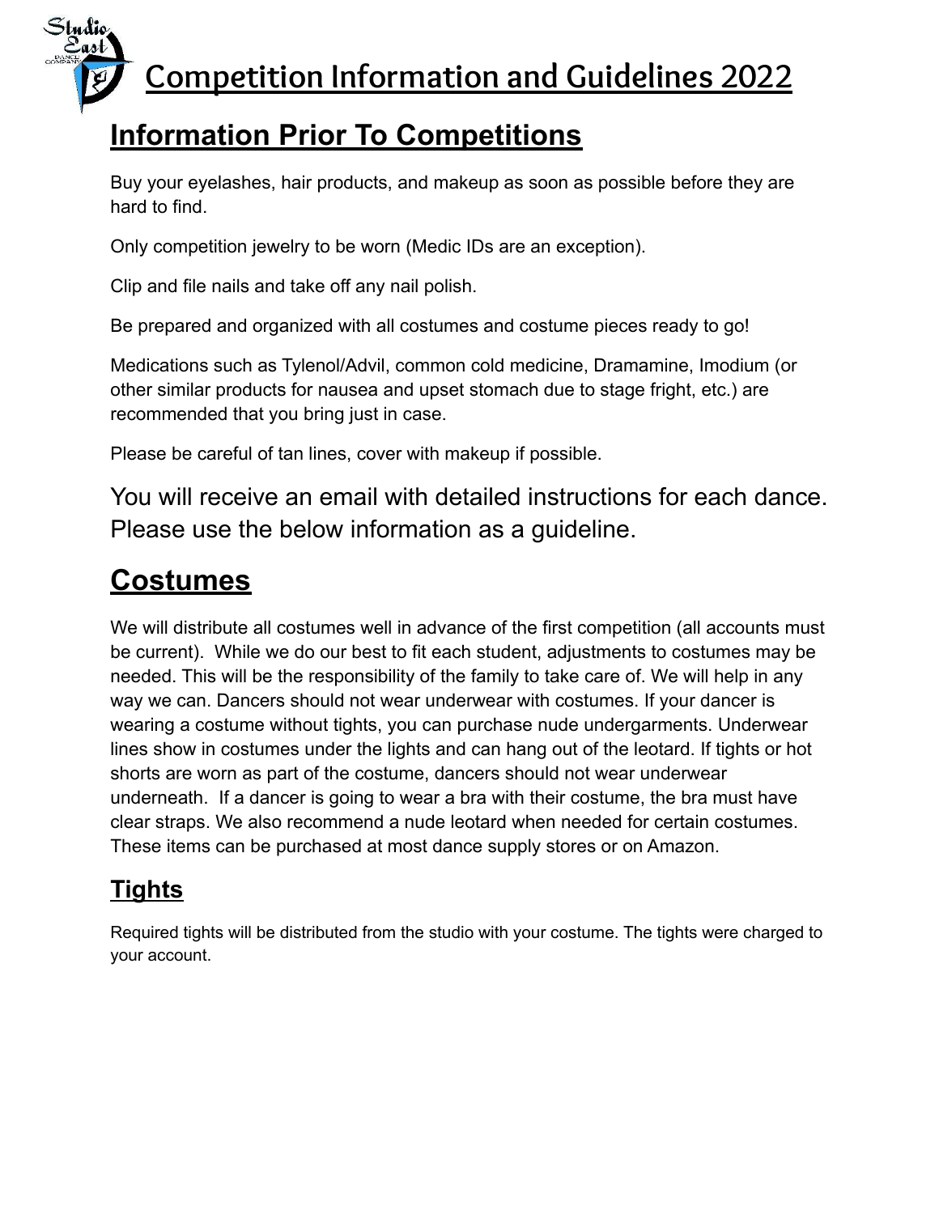# Competition Information and Guidelines 2022

## Information Prior To Competitions

Buy your eyelashes, hair products, and makeup as soon as possible before they are hard to find.

Only competition jewelry to be worn (Medic IDs are an exception).

Clip and file nails and take off any nail polish.

Be prepared and organized with all costumes and costume pieces ready to go!

Medications such as Tylenol/Advil, common cold medicine, Dramamine, Imodium (or other similar products for nausea and upset stomach due to stage fright, etc.) are recommended that you bring just in case.

Please be careful of tan lines, cover with makeup if possible.

You will receive an email with detailed instructions for each dance. Please use the below information as a guideline.

## Costumes

We will distribute all costumes well in advance of the first competition (all accounts must be current). While we do our best to fit each student, adjustments to costumes may be needed. This will be the responsibility of the family to take care of. We will help in any way we can. Dancers should not wear underwear with costumes. If your dancer is wearing a costume without tights, you can purchase nude undergarments. Underwear lines show in costumes under the lights and can hang out of the leotard. If tights or hot shorts are worn as part of the costume, dancers should not wear underwear underneath. If a dancer is going to wear a bra with their costume, the bra must have clear straps. We also recommend a nude leotard when needed for certain costumes. These items can be purchased at most dance supply stores or on Amazon.

### Tights

Required tights will be distributed from the studio with your costume. The tights were charged to your account.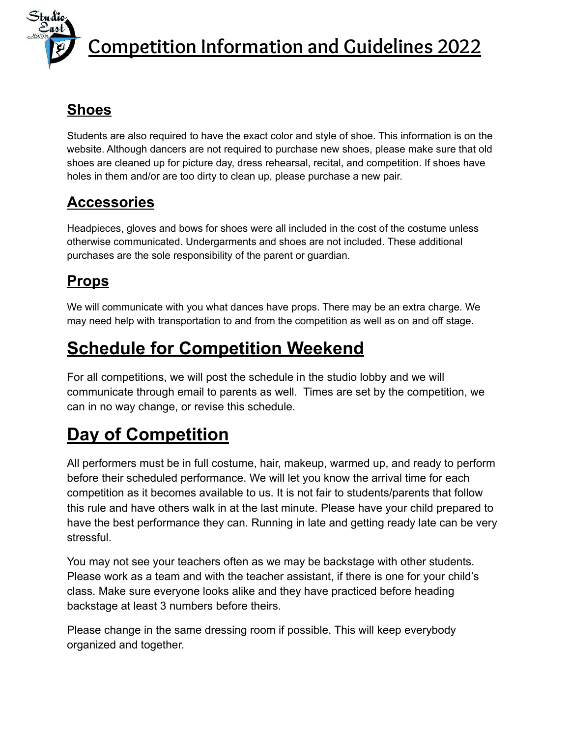# Competition Information and Guidelines 2022

## Shoes

Students are also required to have the exact color and style of shoe. This information is on the website. Although dancers are not required to purchase new shoes, please make sure that old shoes are cleaned up for picture day, dress rehearsal, recital, and competition. If shoes have holes in them and/or are too dirty to clean up, please purchase a new pair.

## Accessories

Headpieces, gloves and bows for shoes were all included in the cost of the costume unless otherwise communicated. Undergarments and shoes are not included. These additional purchases are the sole responsibility of the parent or guardian.

## Props

We will communicate with you what dances have props. There may be an extra charge. We may need help with transportation to and from the competition as well as on and off stage.

# Schedule for Competition Weekend

For all competitions, we will post the schedule in the studio lobby and we will communicate through email to parents as well. Times are set by the competition, we can in no way change, or revise this schedule.

# Day of Competition

All performers must be in full costume, hair, makeup, warmed up, and ready to perform before their scheduled performance. We will let you know the arrival time for each competition as it becomes available to us. It is not fair to students/parents that follow this rule and have others walk in at the last minute. Please have your child prepared to have the best performance they can. Running in late and getting ready late can be very stressful.

You may not see your teachers often as we may be backstage with other students. Please work as a team and with the teacher assistant, if there is one for your child's class. Make sure everyone looks alike and they have practiced before heading backstage at least 3 numbers before theirs.

Please change in the same dressing room if possible. This will keep everybody organized and together.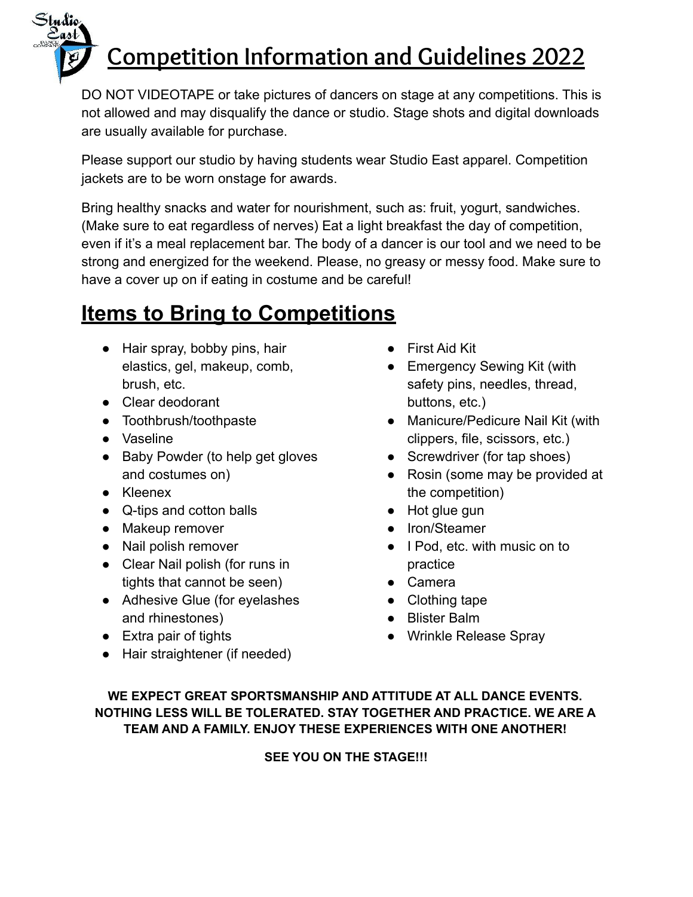# Competition Information and Guidelines 2022

DO NOT VIDEOTAPE or take pictures of dancers on stage at any competitions. This is not allowed and may disqualify the dance or studio. Stage shots and digital downloads are usually available for purchase.

Please support our studio by having students wear Studio East apparel. Competition jackets are to be worn onstage for awards.

Bring healthy snacks and water for nourishment, such as: fruit, yogurt, sandwiches. (Make sure to eat regardless of nerves) Eat a light breakfast the day of competition, even if it's a meal replacement bar. The body of a dancer is our tool and we need to be strong and energized for the weekend. Please, no greasy or messy food. Make sure to have a cover up on if eating in costume and be careful!

## Items to Bring to Competitions

- Hair spray, bobby pins, hair elastics, gel, makeup, comb, brush, etc.
- Clear deodorant
- Toothbrush/toothpaste
- Vaseline
- Baby Powder (to help get gloves and costumes on)
- Kleenex
- Q-tips and cotton balls
- Makeup remover
- Nail polish remover
- Clear Nail polish (for runs in tights that cannot be seen)
- Adhesive Glue (for eyelashes and rhinestones)
- Extra pair of tights
- Hair straightener (if needed)
- First Aid Kit
- Emergency Sewing Kit (with safety pins, needles, thread, buttons, etc.)
- Manicure/Pedicure Nail Kit (with clippers, file, scissors, etc.)
- Screwdriver (for tap shoes)
- Rosin (some may be provided at the competition)
- Hot glue gun
- Iron/Steamer
- I Pod, etc. with music on to practice
- Camera
- Clothing tape
- Blister Balm
- Wrinkle Release Spray

**WE EXPECT GREAT SPORTSMANSHIP AND ATTITUDE AT ALL DANCE EVENTS. NOTHING LESS WILL BE TOLERATED. STAY TOGETHER AND PRACTICE. WE ARE A TEAM AND A FAMILY. ENJOY THESE EXPERIENCES WITH ONE ANOTHER!**

**SEE YOU ON THE STAGE!!!**